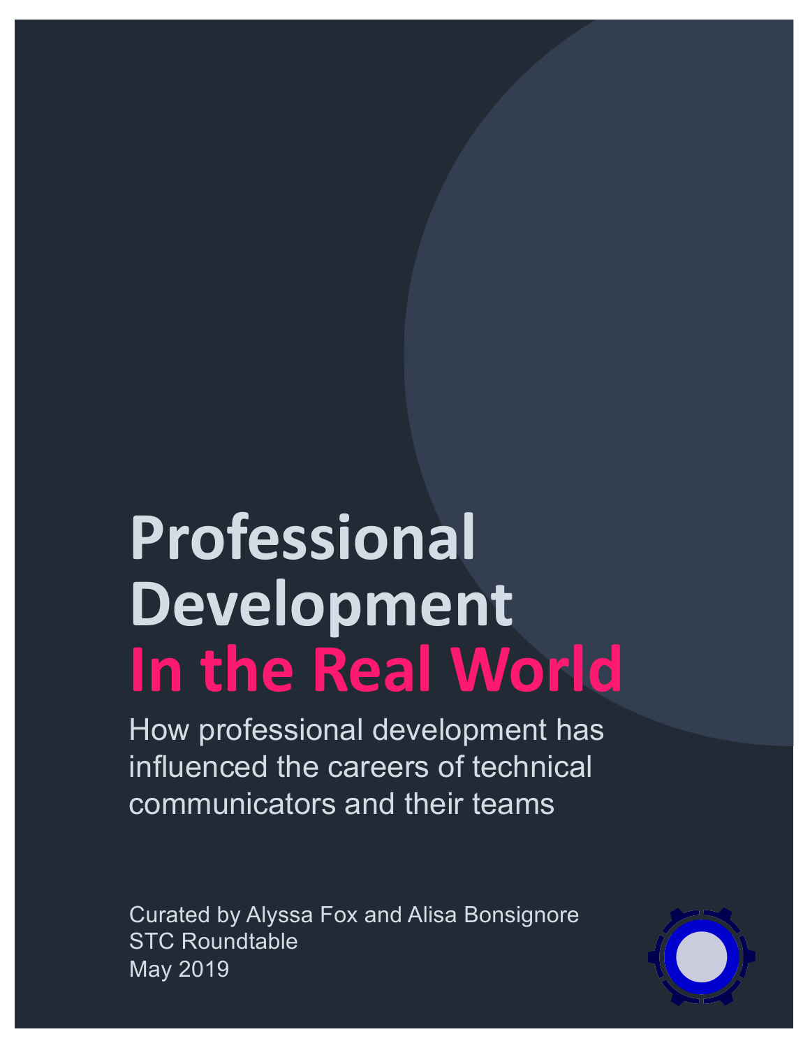# Professional Development In the Real World

How professional development has influenced the careers of technical communicators and their teams

Curated by Alyssa Fox and Alisa Bonsignore
STC Roundtable
May 2019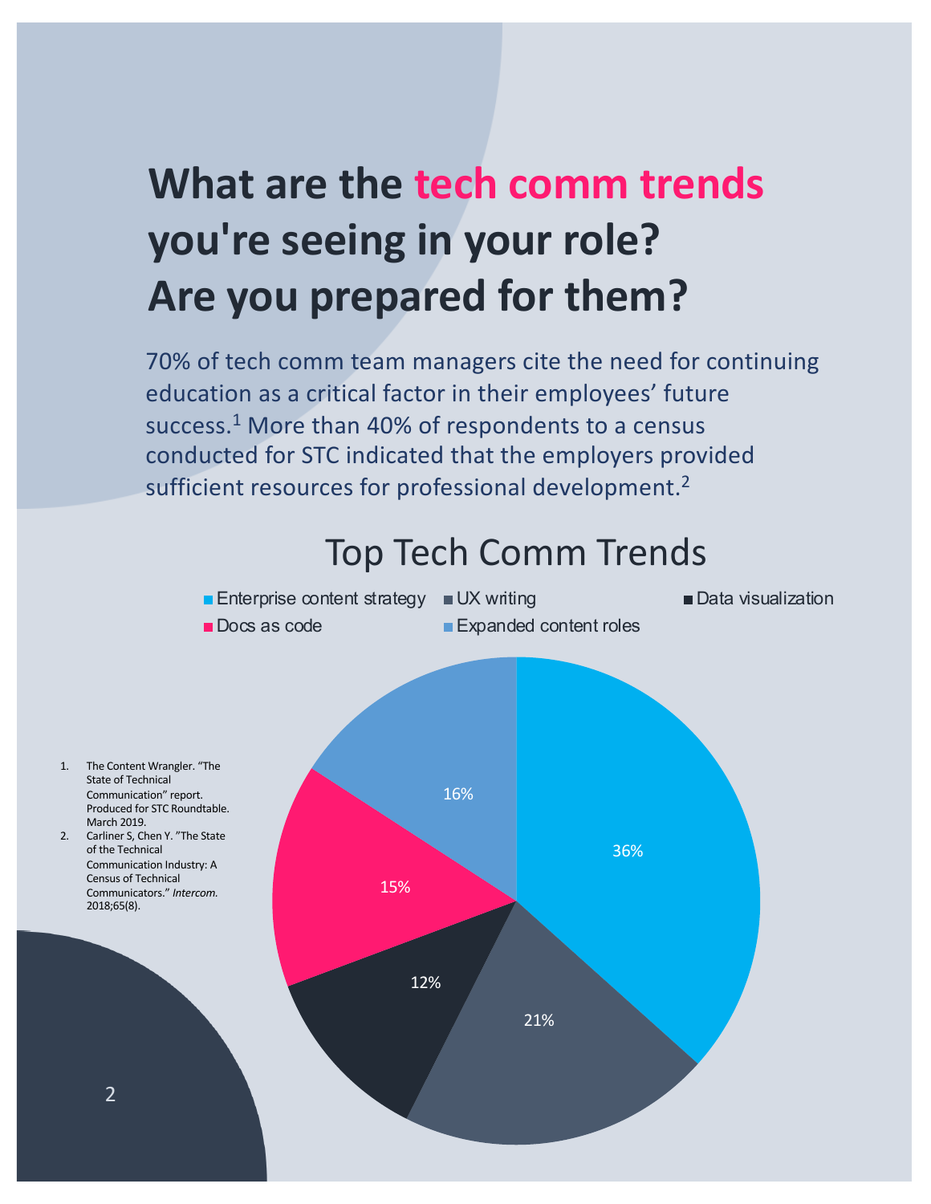# What are the tech comm trends you're seeing in your role? Are you prepared for them?

70% of tech comm team managers cite the need for continuing education as a critical factor in their employees' future success.[1] More than 40% of respondents to a census conducted for STC indicated that the employers provided sufficient resources for professional development.[2]

## Top Tech Comm Trends

| Trend | Percentage |
| --- | --- |
| Enterprise content strategy | 36% |
| UX writing | 21% |
| Data visualization | 12% |
| Docs as code | 15% |
| Expanded content roles | 16% |

1. The Content Wrangler. "The State of Technical Communication" report. Produced for STC Roundtable. March 2019.
2. Carliner S, Chen Y. "The State of the Technical Communication Industry: A Census of Technical Communicators." *Intercom*. 2018;65(8).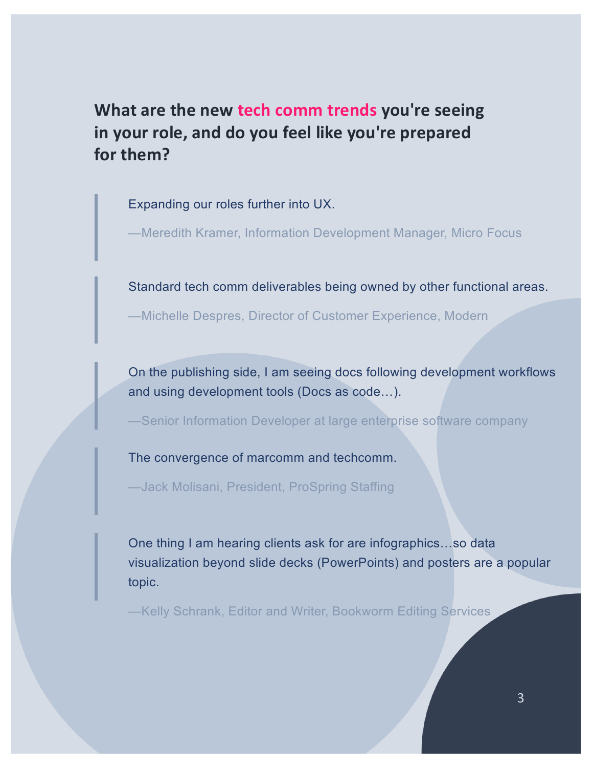## What are the new tech comm trends you're seeing in your role, and do you feel like you're prepared for them?

> Expanding our roles further into UX.
>
> —Meredith Kramer, Information Development Manager, Micro Focus

> Standard tech comm deliverables being owned by other functional areas.
>
> —Michelle Despres, Director of Customer Experience, Modern

> On the publishing side, I am seeing docs following development workflows and using development tools (Docs as code…).
>
> —Senior Information Developer at large enterprise software company

> The convergence of marcomm and techcomm.
>
> —Jack Molisani, President, ProSpring Staffing

> One thing I am hearing clients ask for are infographics…so data visualization beyond slide decks (PowerPoints) and posters are a popular topic.
>
> —Kelly Schrank, Editor and Writer, Bookworm Editing Services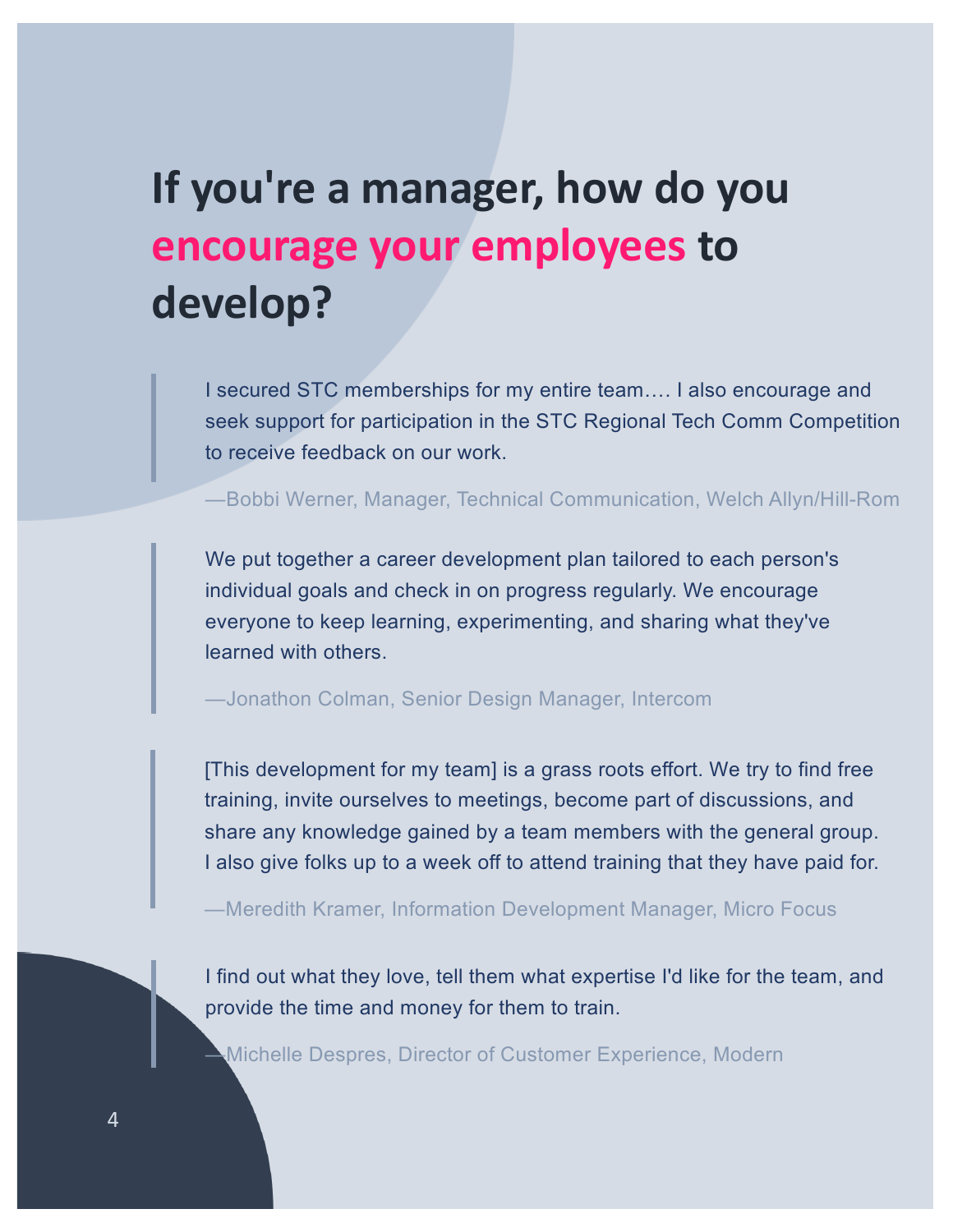# If you're a manager, how do you encourage your employees to develop?

> I secured STC memberships for my entire team…. I also encourage and seek support for participation in the STC Regional Tech Comm Competition to receive feedback on our work.
>
> —Bobbi Werner, Manager, Technical Communication, Welch Allyn/Hill-Rom

> We put together a career development plan tailored to each person's individual goals and check in on progress regularly. We encourage everyone to keep learning, experimenting, and sharing what they've learned with others.
>
> —Jonathon Colman, Senior Design Manager, Intercom

> [This development for my team] is a grass roots effort. We try to find free training, invite ourselves to meetings, become part of discussions, and share any knowledge gained by a team members with the general group. I also give folks up to a week off to attend training that they have paid for.
>
> —Meredith Kramer, Information Development Manager, Micro Focus

> I find out what they love, tell them what expertise I'd like for the team, and provide the time and money for them to train.
>
> —Michelle Despres, Director of Customer Experience, Modern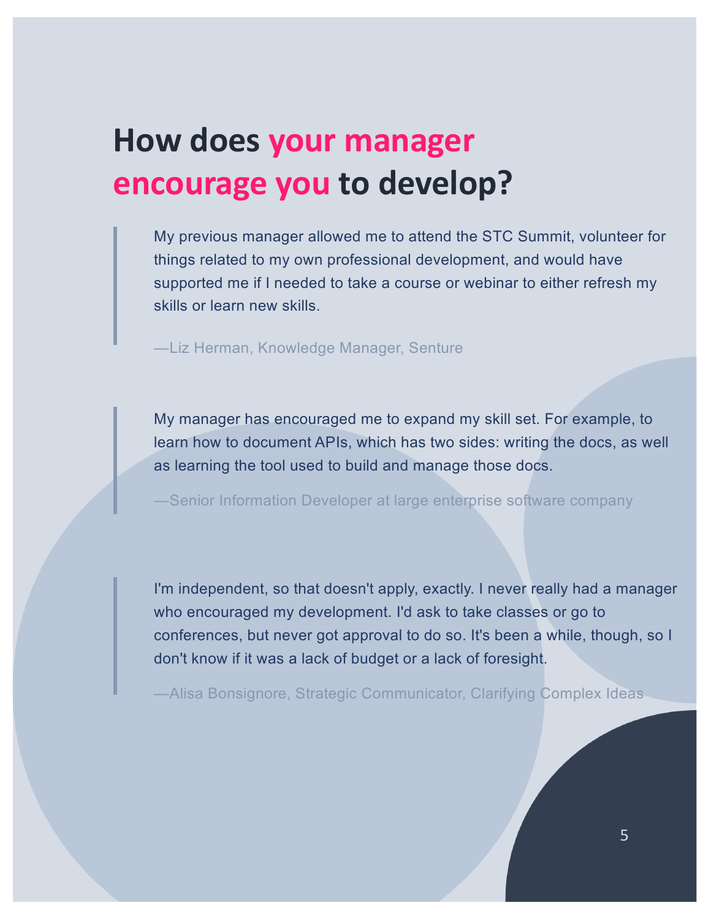# How does your manager encourage you to develop?

> My previous manager allowed me to attend the STC Summit, volunteer for things related to my own professional development, and would have supported me if I needed to take a course or webinar to either refresh my skills or learn new skills.
>
> —Liz Herman, Knowledge Manager, Senture

> My manager has encouraged me to expand my skill set. For example, to learn how to document APIs, which has two sides: writing the docs, as well as learning the tool used to build and manage those docs.
>
> —Senior Information Developer at large enterprise software company

> I'm independent, so that doesn't apply, exactly. I never really had a manager who encouraged my development. I'd ask to take classes or go to conferences, but never got approval to do so. It's been a while, though, so I don't know if it was a lack of budget or a lack of foresight.
>
> —Alisa Bonsignore, Strategic Communicator, Clarifying Complex Ideas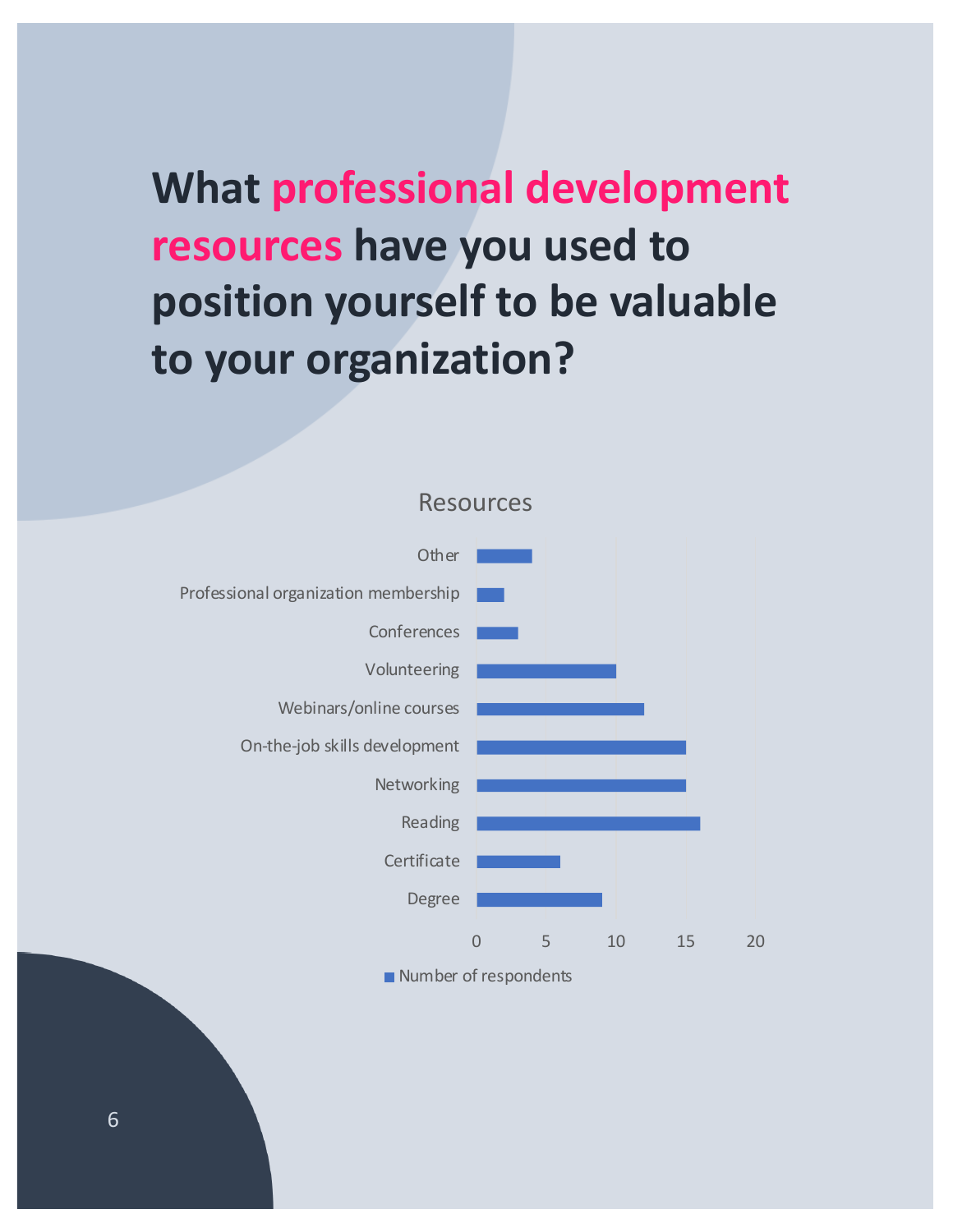# What professional development resources have you used to position yourself to be valuable to your organization?

Resources

| Resource | Number of respondents |
|---|---|
| Other | 4 |
| Professional organization membership | 2 |
| Conferences | 3 |
| Volunteering | 10 |
| Webinars/online courses | 12 |
| On-the-job skills development | 15 |
| Networking | 15 |
| Reading | 16 |
| Certificate | 6 |
| Degree | 9 |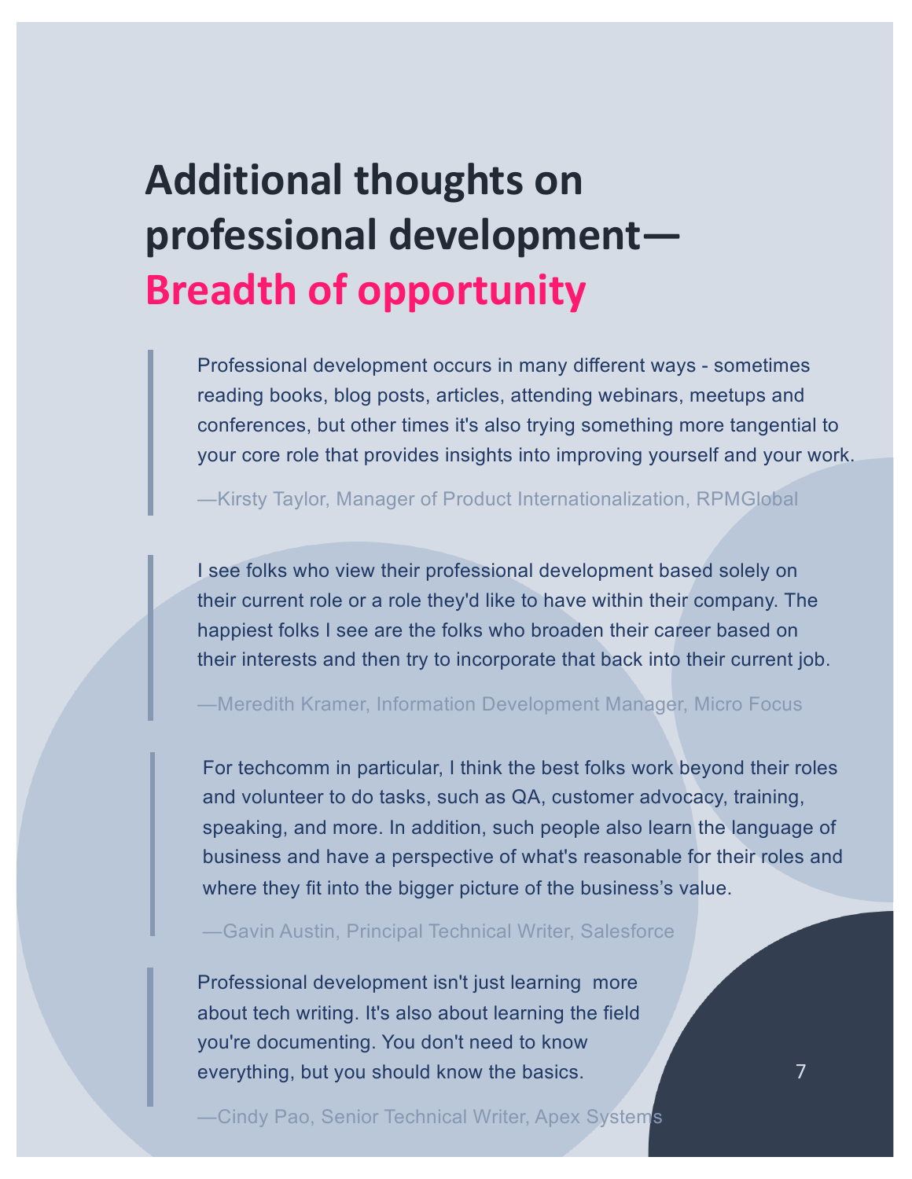# Additional thoughts on professional development—Breadth of opportunity

> Professional development occurs in many different ways - sometimes reading books, blog posts, articles, attending webinars, meetups and conferences, but other times it's also trying something more tangential to your core role that provides insights into improving yourself and your work.
>
> —Kirsty Taylor, Manager of Product Internationalization, RPMGlobal

> I see folks who view their professional development based solely on their current role or a role they'd like to have within their company. The happiest folks I see are the folks who broaden their career based on their interests and then try to incorporate that back into their current job.
>
> —Meredith Kramer, Information Development Manager, Micro Focus

> For techcomm in particular, I think the best folks work beyond their roles and volunteer to do tasks, such as QA, customer advocacy, training, speaking, and more. In addition, such people also learn the language of business and have a perspective of what's reasonable for their roles and where they fit into the bigger picture of the business's value.
>
> —Gavin Austin, Principal Technical Writer, Salesforce

> Professional development isn't just learning more about tech writing. It's also about learning the field you're documenting. You don't need to know everything, but you should know the basics.
>
> —Cindy Pao, Senior Technical Writer, Apex Systems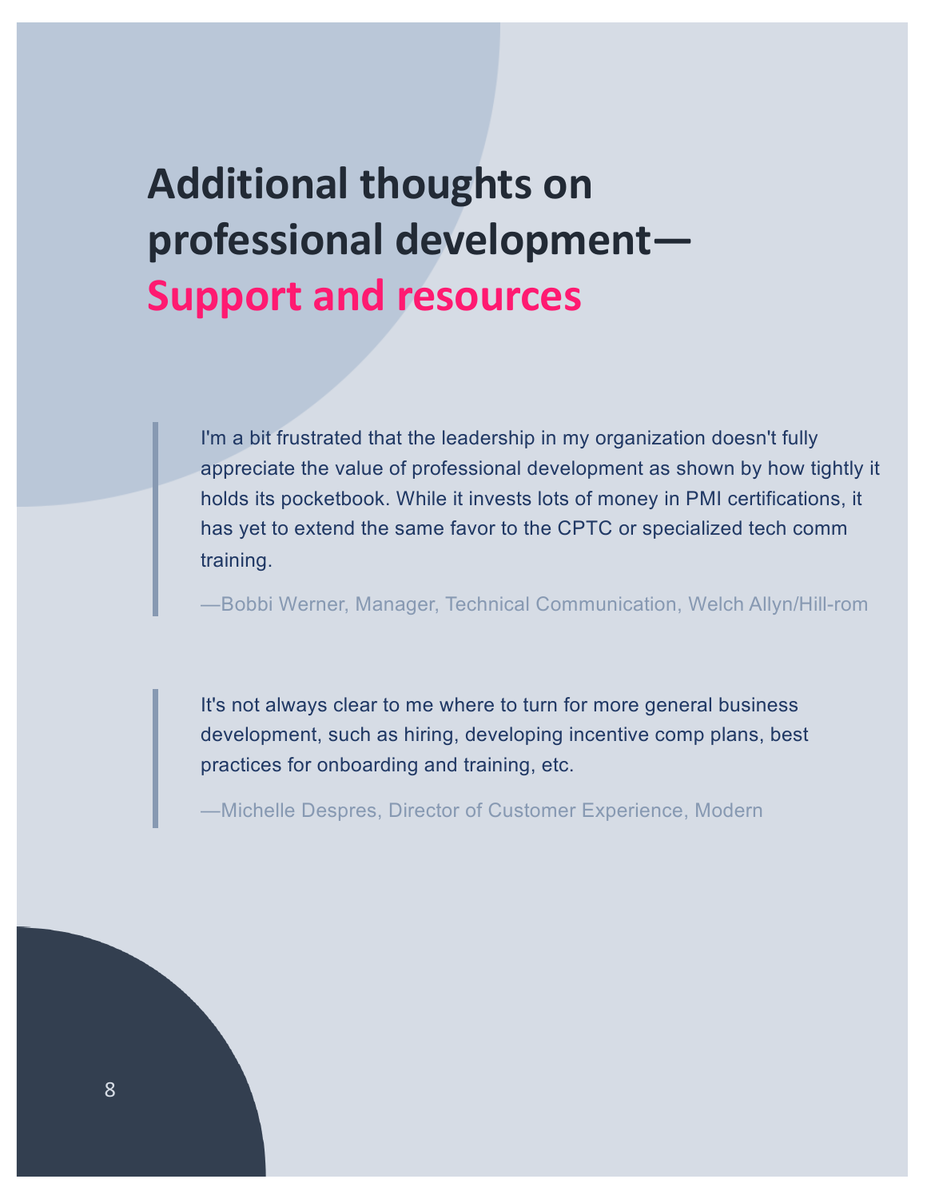# Additional thoughts on professional development—Support and resources

> I'm a bit frustrated that the leadership in my organization doesn't fully appreciate the value of professional development as shown by how tightly it holds its pocketbook. While it invests lots of money in PMI certifications, it has yet to extend the same favor to the CPTC or specialized tech comm training.
>
> —Bobbi Werner, Manager, Technical Communication, Welch Allyn/Hill-rom

> It's not always clear to me where to turn for more general business development, such as hiring, developing incentive comp plans, best practices for onboarding and training, etc.
>
> —Michelle Despres, Director of Customer Experience, Modern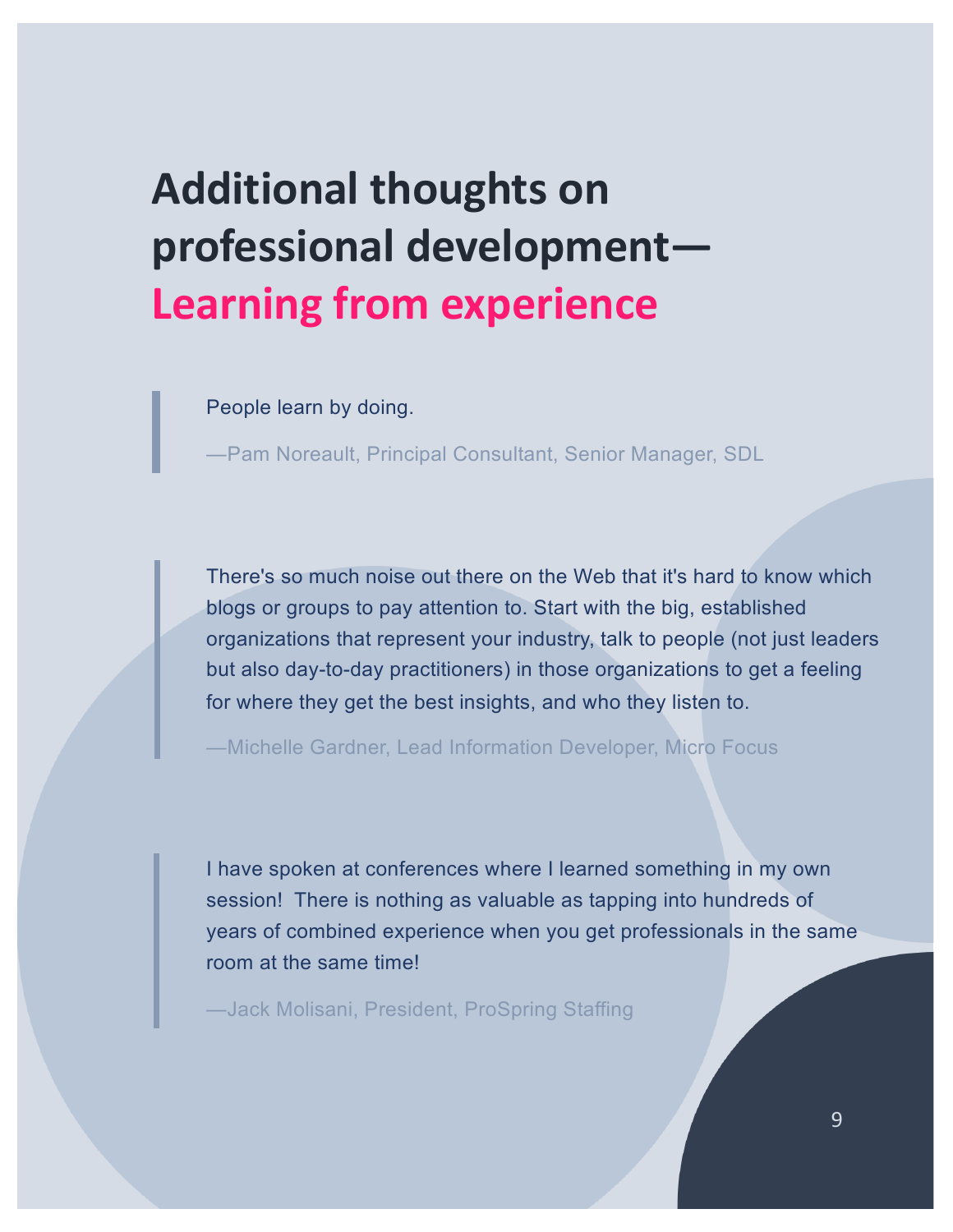# Additional thoughts on professional development—Learning from experience

> People learn by doing.
>
> —Pam Noreault, Principal Consultant, Senior Manager, SDL

> There's so much noise out there on the Web that it's hard to know which blogs or groups to pay attention to. Start with the big, established organizations that represent your industry, talk to people (not just leaders but also day-to-day practitioners) in those organizations to get a feeling for where they get the best insights, and who they listen to.
>
> —Michelle Gardner, Lead Information Developer, Micro Focus

> I have spoken at conferences where I learned something in my own session!  There is nothing as valuable as tapping into hundreds of years of combined experience when you get professionals in the same room at the same time!
>
> —Jack Molisani, President, ProSpring Staffing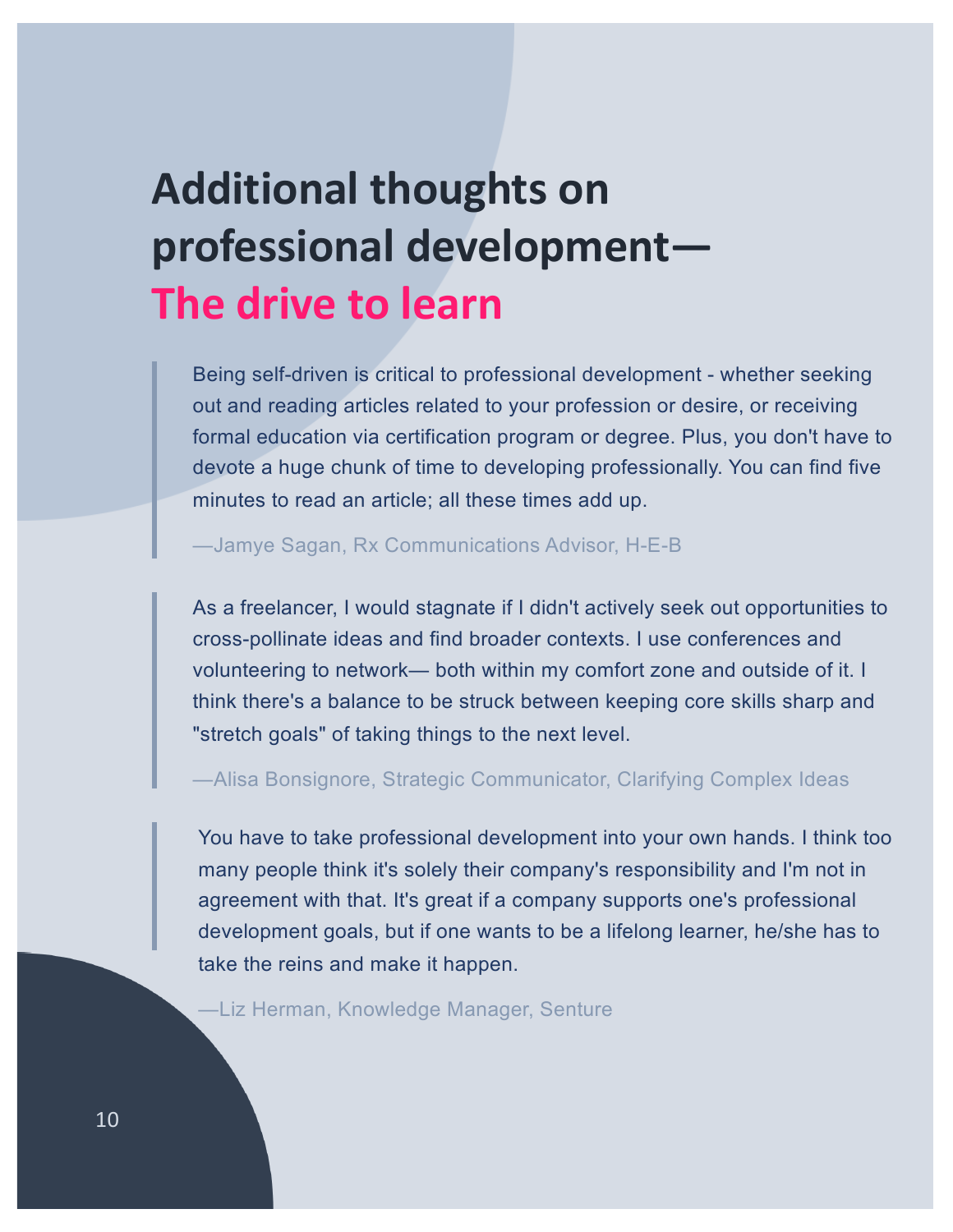# Additional thoughts on professional development—The drive to learn

> Being self-driven is critical to professional development - whether seeking out and reading articles related to your profession or desire, or receiving formal education via certification program or degree. Plus, you don't have to devote a huge chunk of time to developing professionally. You can find five minutes to read an article; all these times add up.
>
> —Jamye Sagan, Rx Communications Advisor, H-E-B

> As a freelancer, I would stagnate if I didn't actively seek out opportunities to cross-pollinate ideas and find broader contexts. I use conferences and volunteering to network— both within my comfort zone and outside of it. I think there's a balance to be struck between keeping core skills sharp and "stretch goals" of taking things to the next level.
>
> —Alisa Bonsignore, Strategic Communicator, Clarifying Complex Ideas

> You have to take professional development into your own hands. I think too many people think it's solely their company's responsibility and I'm not in agreement with that. It's great if a company supports one's professional development goals, but if one wants to be a lifelong learner, he/she has to take the reins and make it happen.
>
> —Liz Herman, Knowledge Manager, Senture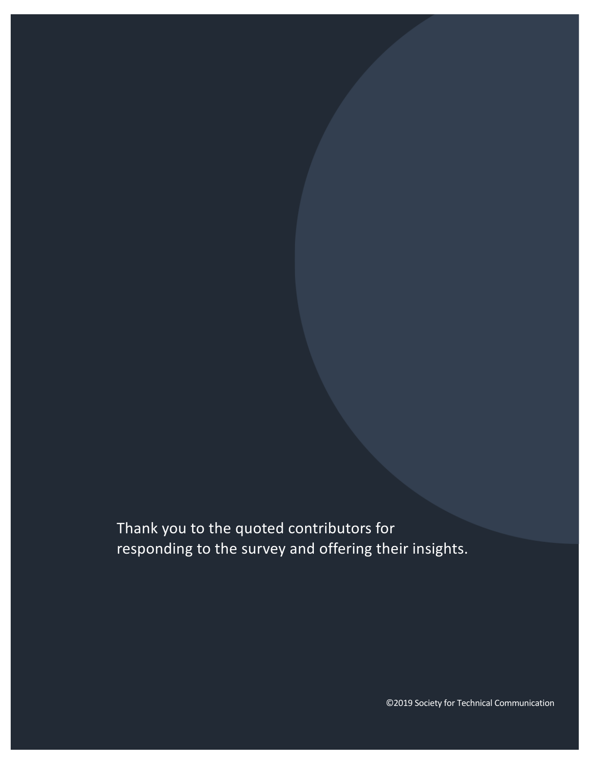Thank you to the quoted contributors for responding to the survey and offering their insights.

©2019 Society for Technical Communication